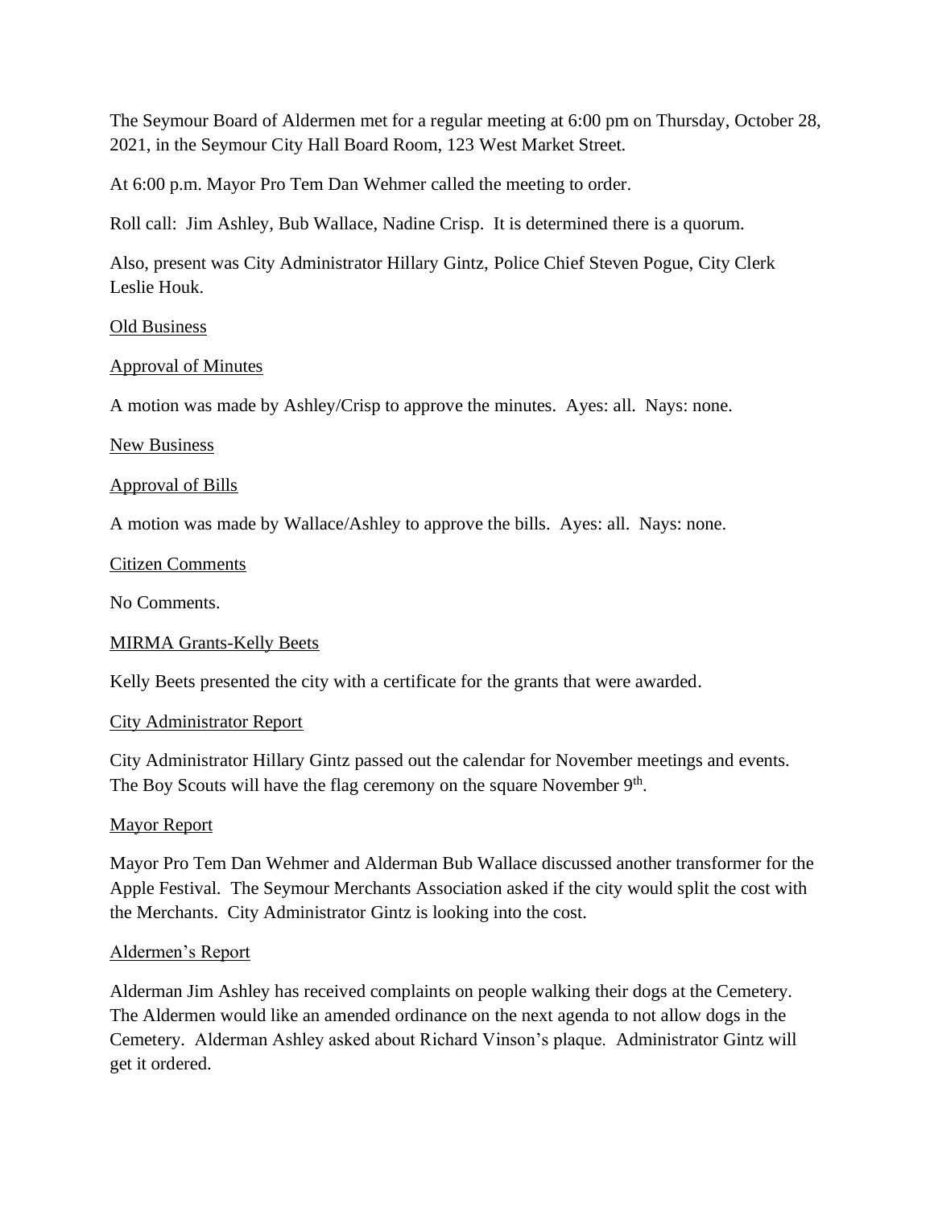The Seymour Board of Aldermen met for a regular meeting at 6:00 pm on Thursday, October 28, 2021, in the Seymour City Hall Board Room, 123 West Market Street.

At 6:00 p.m. Mayor Pro Tem Dan Wehmer called the meeting to order.

Roll call: Jim Ashley, Bub Wallace, Nadine Crisp. It is determined there is a quorum.

Also, present was City Administrator Hillary Gintz, Police Chief Steven Pogue, City Clerk Leslie Houk.

Old Business

Approval of Minutes

A motion was made by Ashley/Crisp to approve the minutes. Ayes: all. Nays: none.

New Business

Approval of Bills

A motion was made by Wallace/Ashley to approve the bills. Ayes: all. Nays: none.

Citizen Comments

No Comments.

MIRMA Grants-Kelly Beets

Kelly Beets presented the city with a certificate for the grants that were awarded.

City Administrator Report

City Administrator Hillary Gintz passed out the calendar for November meetings and events. The Boy Scouts will have the flag ceremony on the square November 9th.

Mayor Report

Mayor Pro Tem Dan Wehmer and Alderman Bub Wallace discussed another transformer for the Apple Festival. The Seymour Merchants Association asked if the city would split the cost with the Merchants. City Administrator Gintz is looking into the cost.

Aldermen's Report

Alderman Jim Ashley has received complaints on people walking their dogs at the Cemetery. The Aldermen would like an amended ordinance on the next agenda to not allow dogs in the Cemetery. Alderman Ashley asked about Richard Vinson's plaque. Administrator Gintz will get it ordered.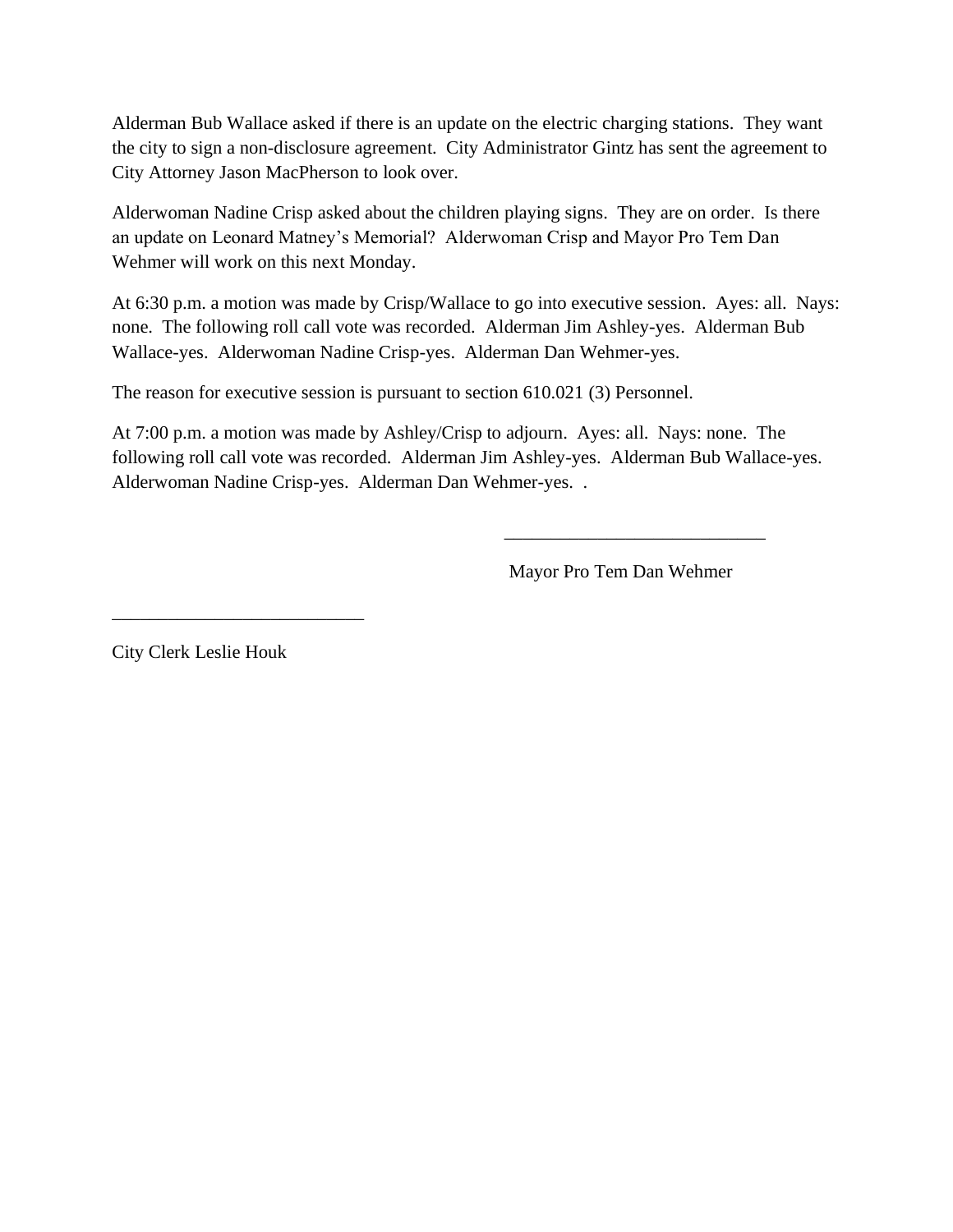Alderman Bub Wallace asked if there is an update on the electric charging stations. They want the city to sign a non-disclosure agreement. City Administrator Gintz has sent the agreement to City Attorney Jason MacPherson to look over.

Alderwoman Nadine Crisp asked about the children playing signs. They are on order. Is there an update on Leonard Matney's Memorial? Alderwoman Crisp and Mayor Pro Tem Dan Wehmer will work on this next Monday.

At 6:30 p.m. a motion was made by Crisp/Wallace to go into executive session. Ayes: all. Nays: none. The following roll call vote was recorded. Alderman Jim Ashley-yes. Alderman Bub Wallace-yes. Alderwoman Nadine Crisp-yes. Alderman Dan Wehmer-yes.

The reason for executive session is pursuant to section 610.021 (3) Personnel.

At 7:00 p.m. a motion was made by Ashley/Crisp to adjourn. Ayes: all. Nays: none. The following roll call vote was recorded. Alderman Jim Ashley-yes. Alderman Bub Wallace-yes. Alderwoman Nadine Crisp-yes. Alderman Dan Wehmer-yes. .

\_\_\_\_\_\_\_\_\_\_\_\_\_\_\_\_\_\_\_\_\_\_\_\_\_\_\_\_

Mayor Pro Tem Dan Wehmer

\_\_\_\_\_\_\_\_\_\_\_\_\_\_\_\_\_\_\_\_\_\_\_\_\_\_\_

City Clerk Leslie Houk